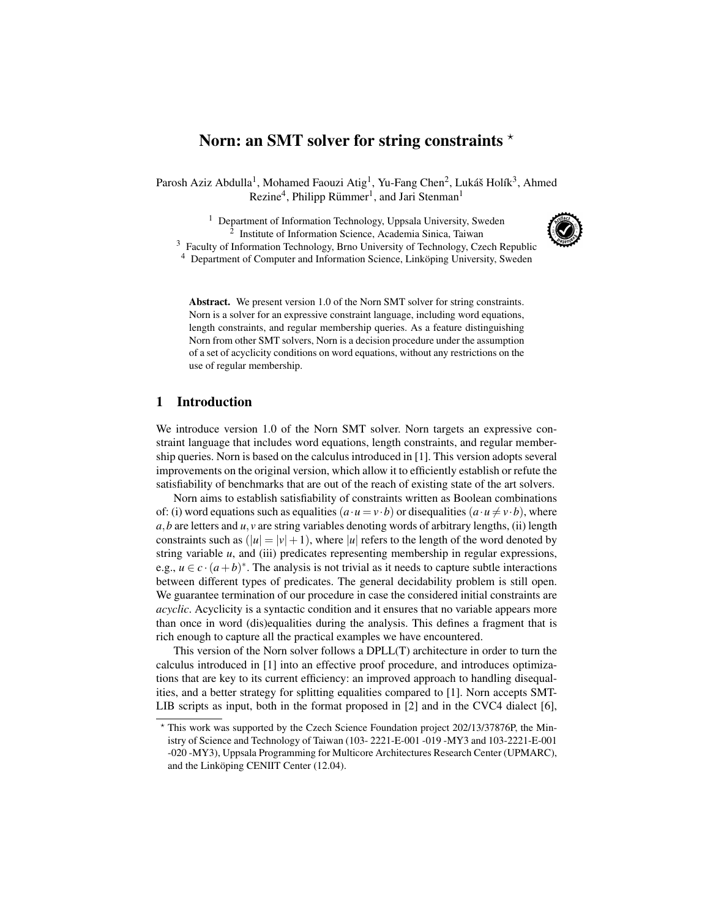# Norn: an SMT solver for string constraints *

Parosh Aziz Abdulla[1], Mohamed Faouzi Atig[1], Yu-Fang Chen[2], Lukáš Holík[3], Ahmed Rezine[4], Philipp Rümmer[1], and Jari Stenman[1]

[1] Department of Information Technology, Uppsala University, Sweden
[2] Institute of Information Science, Academia Sinica, Taiwan
[3] Faculty of Information Technology, Brno University of Technology, Czech Republic
[4] Department of Computer and Information Science, Linköping University, Sweden

**Abstract.** We present version 1.0 of the Norn SMT solver for string constraints. Norn is a solver for an expressive constraint language, including word equations, length constraints, and regular membership queries. As a feature distinguishing Norn from other SMT solvers, Norn is a decision procedure under the assumption of a set of acyclicity conditions on word equations, without any restrictions on the use of regular membership.

## 1 Introduction

We introduce version 1.0 of the Norn SMT solver. Norn targets an expressive constraint language that includes word equations, length constraints, and regular membership queries. Norn is based on the calculus introduced in [1]. This version adopts several improvements on the original version, which allow it to efficiently establish or refute the satisfiability of benchmarks that are out of the reach of existing state of the art solvers.

Norn aims to establish satisfiability of constraints written as Boolean combinations of: (i) word equations such as equalities ($a \cdot u = v \cdot b$) or disequalities ($a \cdot u \neq v \cdot b$), where $a, b$ are letters and $u, v$ are string variables denoting words of arbitrary lengths, (ii) length constraints such as ($|u| = |v| + 1$), where $|u|$ refers to the length of the word denoted by string variable $u$, and (iii) predicates representing membership in regular expressions, e.g., $u \in c \cdot (a+b)^*$. The analysis is not trivial as it needs to capture subtle interactions between different types of predicates. The general decidability problem is still open. We guarantee termination of our procedure in case the considered initial constraints are *acyclic*. Acyclicity is a syntactic condition and it ensures that no variable appears more than once in word (dis)equalities during the analysis. This defines a fragment that is rich enough to capture all the practical examples we have encountered.

This version of the Norn solver follows a DPLL(T) architecture in order to turn the calculus introduced in [1] into an effective proof procedure, and introduces optimizations that are key to its current efficiency: an improved approach to handling disequalities, and a better strategy for splitting equalities compared to [1]. Norn accepts SMT-LIB scripts as input, both in the format proposed in [2] and in the CVC4 dialect [6],

* This work was supported by the Czech Science Foundation project 202/13/37876P, the Ministry of Science and Technology of Taiwan (103- 2221-E-001 -019 -MY3 and 103-2221-E-001 -020 -MY3), Uppsala Programming for Multicore Architectures Research Center (UPMARC), and the Linköping CENIIT Center (12.04).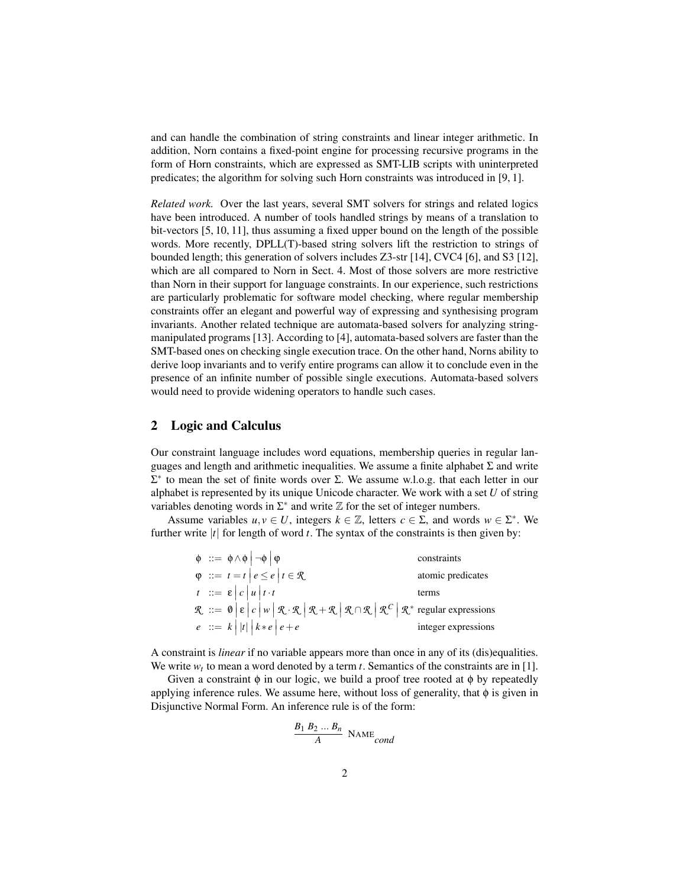and can handle the combination of string constraints and linear integer arithmetic. In addition, Norn contains a fixed-point engine for processing recursive programs in the form of Horn constraints, which are expressed as SMT-LIB scripts with uninterpreted predicates; the algorithm for solving such Horn constraints was introduced in [9, 1].

*Related work.* Over the last years, several SMT solvers for strings and related logics have been introduced. A number of tools handled strings by means of a translation to bit-vectors [5, 10, 11], thus assuming a fixed upper bound on the length of the possible words. More recently, DPLL(T)-based string solvers lift the restriction to strings of bounded length; this generation of solvers includes Z3-str [14], CVC4 [6], and S3 [12], which are all compared to Norn in Sect. 4. Most of those solvers are more restrictive than Norn in their support for language constraints. In our experience, such restrictions are particularly problematic for software model checking, where regular membership constraints offer an elegant and powerful way of expressing and synthesising program invariants. Another related technique are automata-based solvers for analyzing string-manipulated programs [13]. According to [4], automata-based solvers are faster than the SMT-based ones on checking single execution trace. On the other hand, Norns ability to derive loop invariants and to verify entire programs can allow it to conclude even in the presence of an infinite number of possible single executions. Automata-based solvers would need to provide widening operators to handle such cases.

## 2 Logic and Calculus

Our constraint language includes word equations, membership queries in regular languages and length and arithmetic inequalities. We assume a finite alphabet $\Sigma$ and write $\Sigma^*$ to mean the set of finite words over $\Sigma$. We assume w.l.o.g. that each letter in our alphabet is represented by its unique Unicode character. We work with a set $U$ of string variables denoting words in $\Sigma^*$ and write $\mathbb{Z}$ for the set of integer numbers.

Assume variables $u, v \in U$, integers $k \in \mathbb{Z}$, letters $c \in \Sigma$, and words $w \in \Sigma^*$. We further write $|t|$ for length of word $t$. The syntax of the constraints is then given by:

$$
\begin{array}{llll}
\phi & ::= & \phi \wedge \phi \mid \neg\phi \mid \varphi & \text{constraints} \\
\varphi & ::= & t = t \mid e \leq e \mid t \in \mathcal{R} & \text{atomic predicates} \\
t & ::= & \varepsilon \mid c \mid u \mid t \cdot t & \text{terms} \\
\mathcal{R} & ::= & \emptyset \mid \varepsilon \mid c \mid w \mid \mathcal{R} \cdot \mathcal{R} \mid \mathcal{R} + \mathcal{R} \mid \mathcal{R} \cap \mathcal{R} \mid \mathcal{R}^C \mid \mathcal{R}^* & \text{regular expressions} \\
e & ::= & k \mid |t| \mid k * e \mid e + e & \text{integer expressions}
\end{array}
$$

A constraint is *linear* if no variable appears more than once in any of its (dis)equalities. We write $w_t$ to mean a word denoted by a term $t$. Semantics of the constraints are in [1].

Given a constraint $\phi$ in our logic, we build a proof tree rooted at $\phi$ by repeatedly applying inference rules. We assume here, without loss of generality, that $\phi$ is given in Disjunctive Normal Form. An inference rule is of the form:

$$
\frac{B_1 \; B_2 \; \ldots \; B_n}{A} \; \text{NAME}_{cond}
$$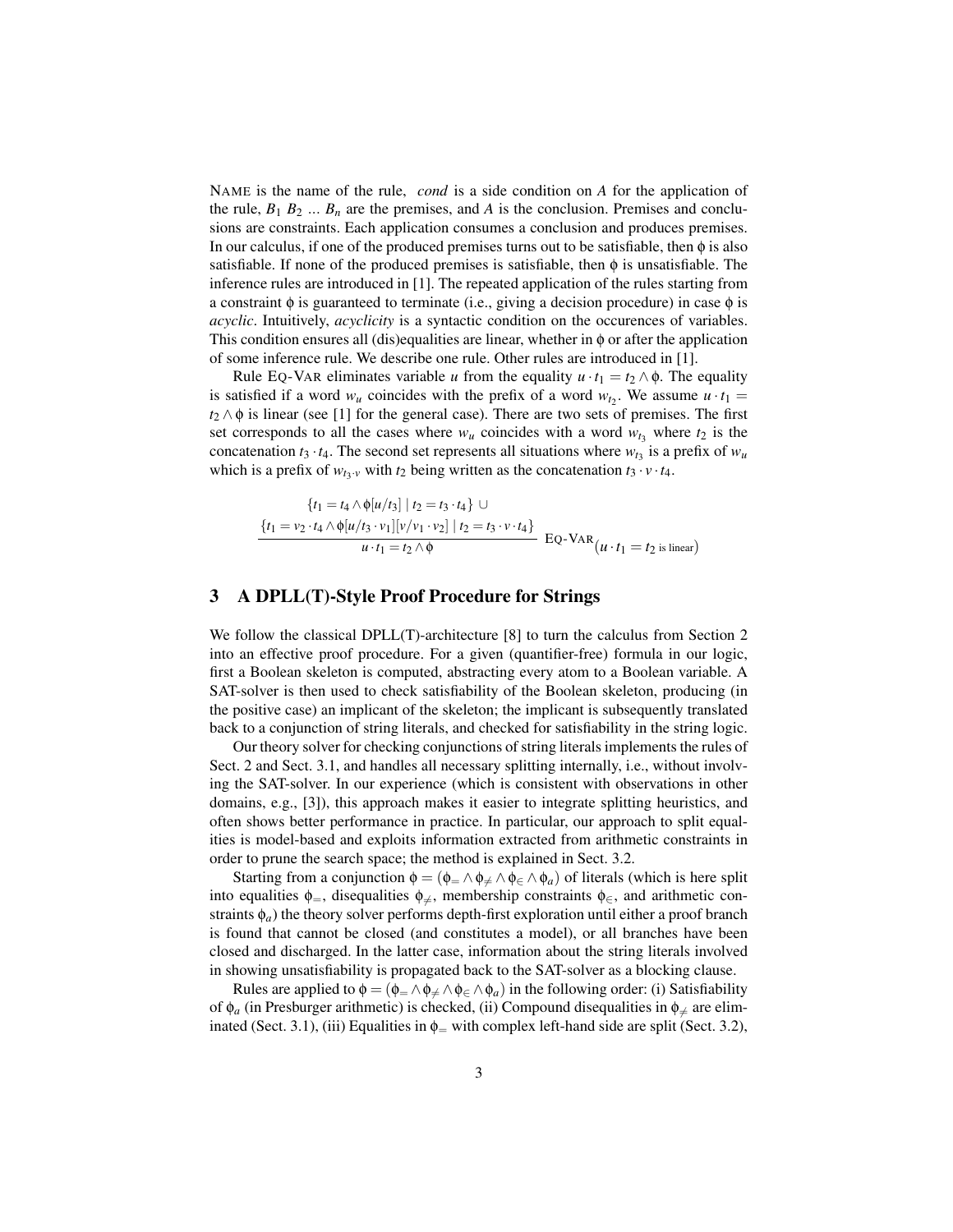NAME is the name of the rule, *cond* is a side condition on $A$ for the application of the rule, $B_1$ $B_2$ ... $B_n$ are the premises, and $A$ is the conclusion. Premises and conclusions are constraints. Each application consumes a conclusion and produces premises. In our calculus, if one of the produced premises turns out to be satisfiable, then $\phi$ is also satisfiable. If none of the produced premises is satisfiable, then $\phi$ is unsatisfiable. The inference rules are introduced in [1]. The repeated application of the rules starting from a constraint $\phi$ is guaranteed to terminate (i.e., giving a decision procedure) in case $\phi$ is *acyclic*. Intuitively, *acyclicity* is a syntactic condition on the occurences of variables. This condition ensures all (dis)equalities are linear, whether in $\phi$ or after the application of some inference rule. We describe one rule. Other rules are introduced in [1].

Rule EQ-VAR eliminates variable $u$ from the equality $u \cdot t_1 = t_2 \wedge \phi$. The equality is satisfied if a word $w_u$ coincides with the prefix of a word $w_{t_2}$. We assume $u \cdot t_1 = t_2 \wedge \phi$ is linear (see [1] for the general case). There are two sets of premises. The first set corresponds to all the cases where $w_u$ coincides with a word $w_{t_3}$ where $t_2$ is the concatenation $t_3 \cdot t_4$. The second set represents all situations where $w_{t_3}$ is a prefix of $w_u$ which is a prefix of $w_{t_3 \cdot v}$ with $t_2$ being written as the concatenation $t_3 \cdot v \cdot t_4$.

$$\frac{\begin{array}{c}\{t_1 = t_4 \wedge \phi[u/t_3] \mid t_2 = t_3 \cdot t_4\} \cup \\ \{t_1 = v_2 \cdot t_4 \wedge \phi[u/t_3 \cdot v_1][v/v_1 \cdot v_2] \mid t_2 = t_3 \cdot v \cdot t_4\}\end{array}}{u \cdot t_1 = t_2 \wedge \phi} \ \text{EQ-VAR}(u \cdot t_1 = t_2 \text{ is linear})$$

## 3 A DPLL(T)-Style Proof Procedure for Strings

We follow the classical DPLL(T)-architecture [8] to turn the calculus from Section 2 into an effective proof procedure. For a given (quantifier-free) formula in our logic, first a Boolean skeleton is computed, abstracting every atom to a Boolean variable. A SAT-solver is then used to check satisfiability of the Boolean skeleton, producing (in the positive case) an implicant of the skeleton; the implicant is subsequently translated back to a conjunction of string literals, and checked for satisfiability in the string logic.

Our theory solver for checking conjunctions of string literals implements the rules of Sect. 2 and Sect. 3.1, and handles all necessary splitting internally, i.e., without involving the SAT-solver. In our experience (which is consistent with observations in other domains, e.g., [3]), this approach makes it easier to integrate splitting heuristics, and often shows better performance in practice. In particular, our approach to split equalities is model-based and exploits information extracted from arithmetic constraints in order to prune the search space; the method is explained in Sect. 3.2.

Starting from a conjunction $\phi = (\phi_= \wedge \phi_{\neq} \wedge \phi_{\in} \wedge \phi_a)$ of literals (which is here split into equalities $\phi_=$, disequalities $\phi_{\neq}$, membership constraints $\phi_{\in}$, and arithmetic constraints $\phi_a$) the theory solver performs depth-first exploration until either a proof branch is found that cannot be closed (and constitutes a model), or all branches have been closed and discharged. In the latter case, information about the string literals involved in showing unsatisfiability is propagated back to the SAT-solver as a blocking clause.

Rules are applied to $\phi = (\phi_= \wedge \phi_{\neq} \wedge \phi_{\in} \wedge \phi_a)$ in the following order: (i) Satisfiability of $\phi_a$ (in Presburger arithmetic) is checked, (ii) Compound disequalities in $\phi_{\neq}$ are eliminated (Sect. 3.1), (iii) Equalities in $\phi_=$ with complex left-hand side are split (Sect. 3.2),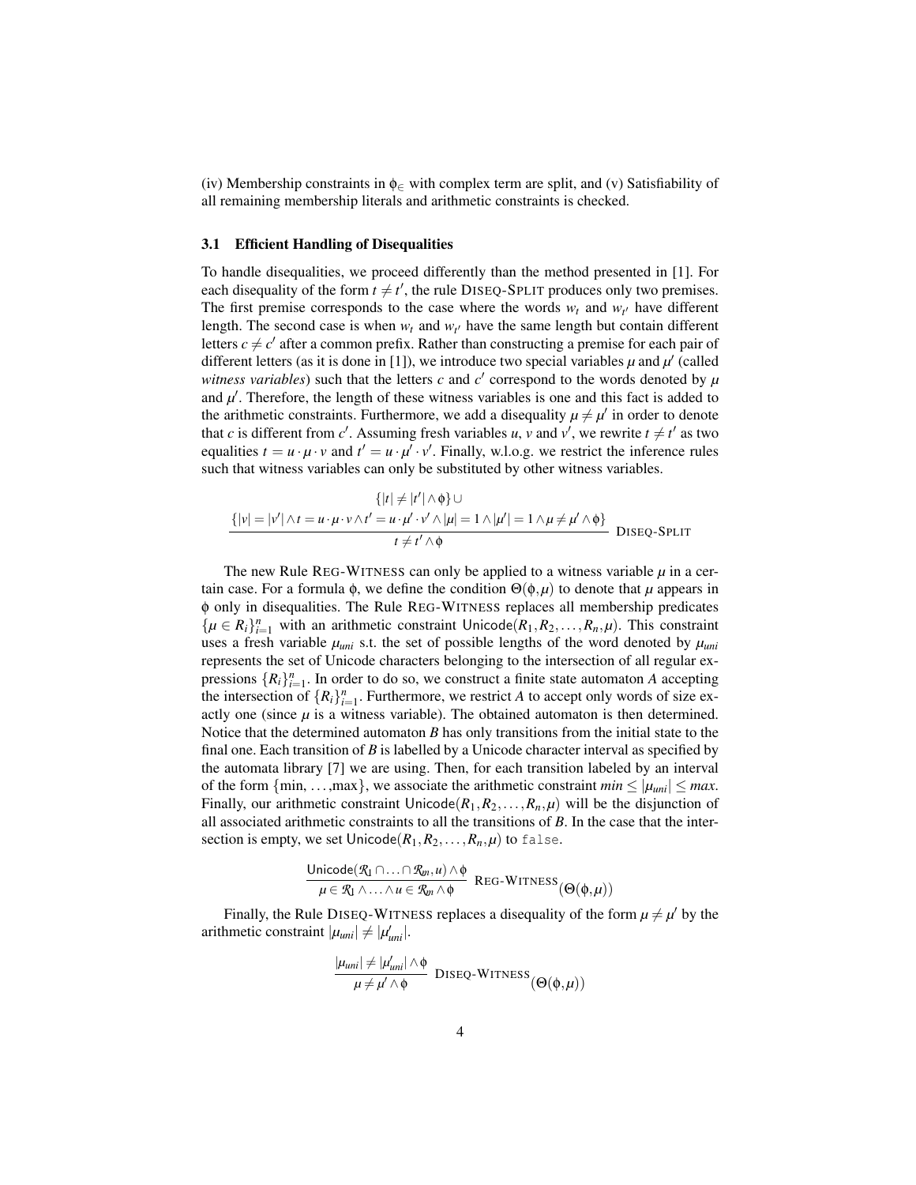(iv) Membership constraints in $\phi_\in$ with complex term are split, and (v) Satisfiability of all remaining membership literals and arithmetic constraints is checked.

### 3.1 Efficient Handling of Disequalities

To handle disequalities, we proceed differently than the method presented in [1]. For each disequality of the form $t \neq t'$, the rule DISEQ-SPLIT produces only two premises. The first premise corresponds to the case where the words $w_t$ and $w_{t'}$ have different length. The second case is when $w_t$ and $w_{t'}$ have the same length but contain different letters $c \neq c'$ after a common prefix. Rather than constructing a premise for each pair of different letters (as it is done in [1]), we introduce two special variables $\mu$ and $\mu'$ (called *witness variables*) such that the letters $c$ and $c'$ correspond to the words denoted by $\mu$ and $\mu'$. Therefore, the length of these witness variables is one and this fact is added to the arithmetic constraints. Furthermore, we add a disequality $\mu \neq \mu'$ in order to denote that $c$ is different from $c'$. Assuming fresh variables $u$, $v$ and $v'$, we rewrite $t \neq t'$ as two equalities $t = u \cdot \mu \cdot v$ and $t' = u \cdot \mu' \cdot v'$. Finally, w.l.o.g. we restrict the inference rules such that witness variables can only be substituted by other witness variables.

$$\frac{\{|t| \neq |t'| \wedge \phi\} \cup \\ \{|v| = |v'| \wedge t = u \cdot \mu \cdot v \wedge t' = u \cdot \mu' \cdot v' \wedge |\mu| = 1 \wedge |\mu'| = 1 \wedge \mu \neq \mu' \wedge \phi\}}{t \neq t' \wedge \phi} \text{ DISEQ-SPLIT}$$

The new Rule REG-WITNESS can only be applied to a witness variable $\mu$ in a certain case. For a formula $\phi$, we define the condition $\Theta(\phi, \mu)$ to denote that $\mu$ appears in $\phi$ only in disequalities. The Rule REG-WITNESS replaces all membership predicates $\{\mu \in R_i\}_{i=1}^n$ with an arithmetic constraint $\mathsf{Unicode}(R_1, R_2, \ldots, R_n, \mu)$. This constraint uses a fresh variable $\mu_{uni}$ s.t. the set of possible lengths of the word denoted by $\mu_{uni}$ represents the set of Unicode characters belonging to the intersection of all regular expressions $\{R_i\}_{i=1}^n$. In order to do so, we construct a finite state automaton $A$ accepting the intersection of $\{R_i\}_{i=1}^n$. Furthermore, we restrict $A$ to accept only words of size exactly one (since $\mu$ is a witness variable). The obtained automaton is then determined. Notice that the determined automaton $B$ has only transitions from the initial state to the final one. Each transition of $B$ is labelled by a Unicode character interval as specified by the automata library [7] we are using. Then, for each transition labeled by an interval of the form {min, ...,max}, we associate the arithmetic constraint $min \leq |\mu_{uni}| \leq max$. Finally, our arithmetic constraint $\mathsf{Unicode}(R_1, R_2, \ldots, R_n, \mu)$ will be the disjunction of all associated arithmetic constraints to all the transitions of $B$. In the case that the intersection is empty, we set $\mathsf{Unicode}(R_1, R_2, \ldots, R_n, \mu)$ to `false`.

$$\frac{\mathsf{Unicode}(\mathcal{R}_1 \cap \ldots \cap \mathcal{R}_n, u) \wedge \phi}{\mu \in \mathcal{R}_1 \wedge \ldots \wedge u \in \mathcal{R}_n \wedge \phi} \text{ REG-WITNESS}(\Theta(\phi, \mu))$$

Finally, the Rule DISEQ-WITNESS replaces a disequality of the form $\mu \neq \mu'$ by the arithmetic constraint $|\mu_{uni}| \neq |\mu'_{uni}|$.

$$\frac{|\mu_{uni}| \neq |\mu'_{uni}| \wedge \phi}{\mu \neq \mu' \wedge \phi} \text{ DISEQ-WITNESS}(\Theta(\phi, \mu))$$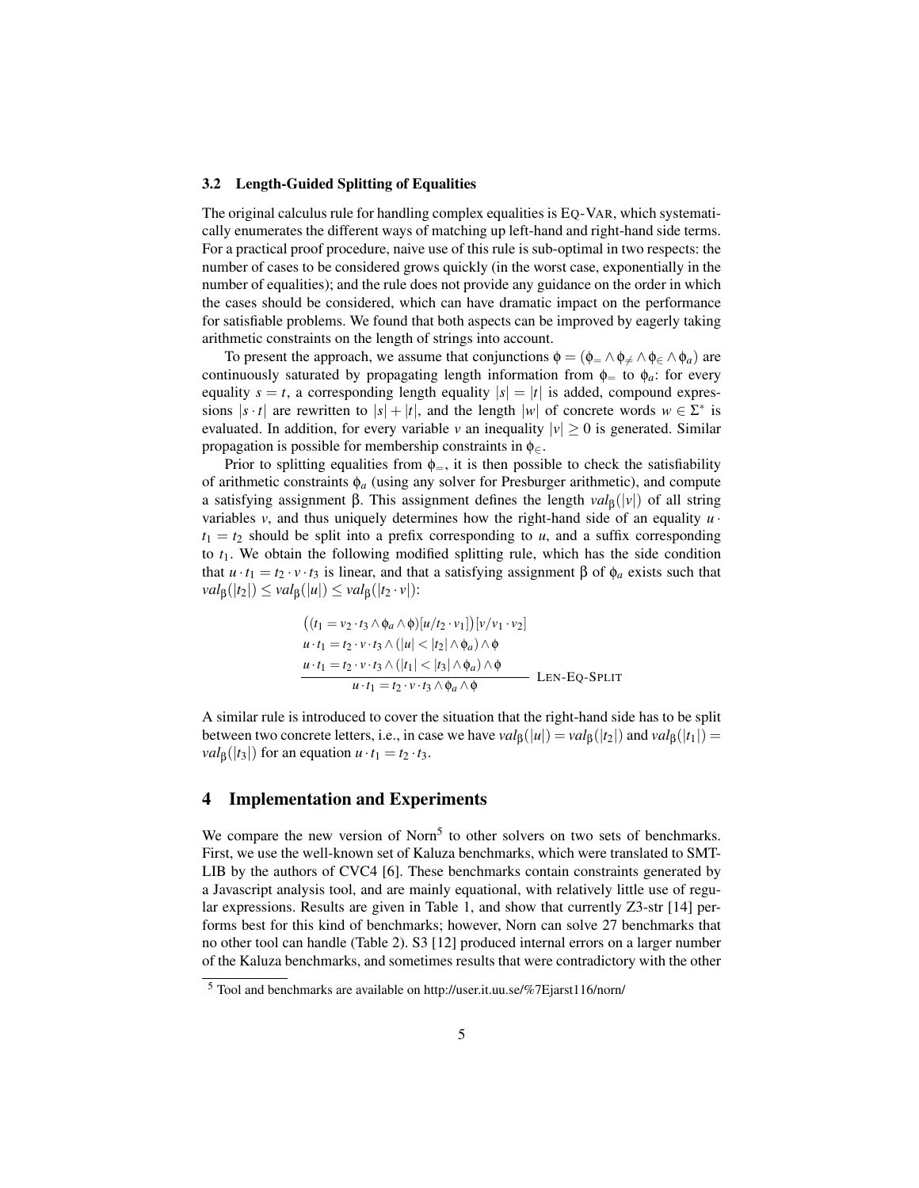### 3.2 Length-Guided Splitting of Equalities

The original calculus rule for handling complex equalities is EQ-VAR, which systematically enumerates the different ways of matching up left-hand and right-hand side terms. For a practical proof procedure, naive use of this rule is sub-optimal in two respects: the number of cases to be considered grows quickly (in the worst case, exponentially in the number of equalities); and the rule does not provide any guidance on the order in which the cases should be considered, which can have dramatic impact on the performance for satisfiable problems. We found that both aspects can be improved by eagerly taking arithmetic constraints on the length of strings into account.

To present the approach, we assume that conjunctions $\phi = (\phi_= \wedge \phi_{\neq} \wedge \phi_{\in} \wedge \phi_a)$ are continuously saturated by propagating length information from $\phi_=$ to $\phi_a$: for every equality $s = t$, a corresponding length equality $|s| = |t|$ is added, compound expressions $|s \cdot t|$ are rewritten to $|s| + |t|$, and the length $|w|$ of concrete words $w \in \Sigma^*$ is evaluated. In addition, for every variable $v$ an inequality $|v| \geq 0$ is generated. Similar propagation is possible for membership constraints in $\phi_{\in}$.

Prior to splitting equalities from $\phi_=$, it is then possible to check the satisfiability of arithmetic constraints $\phi_a$ (using any solver for Presburger arithmetic), and compute a satisfying assignment $\beta$. This assignment defines the length $val_\beta(|v|)$ of all string variables $v$, and thus uniquely determines how the right-hand side of an equality $u \cdot t_1 = t_2$ should be split into a prefix corresponding to $u$, and a suffix corresponding to $t_1$. We obtain the following modified splitting rule, which has the side condition that $u \cdot t_1 = t_2 \cdot v \cdot t_3$ is linear, and that a satisfying assignment $\beta$ of $\phi_a$ exists such that $val_\beta(|t_2|) \leq val_\beta(|u|) \leq val_\beta(|t_2 \cdot v|)$:

$$\frac{\begin{array}{l} \big((t_1 = v_2 \cdot t_3 \wedge \phi_a \wedge \phi)[u/t_2 \cdot v_1]\big)[v/v_1 \cdot v_2] \\ u \cdot t_1 = t_2 \cdot v \cdot t_3 \wedge (|u| < |t_2| \wedge \phi_a) \wedge \phi \\ u \cdot t_1 = t_2 \cdot v \cdot t_3 \wedge (|t_1| < |t_3| \wedge \phi_a) \wedge \phi \end{array}}{u \cdot t_1 = t_2 \cdot v \cdot t_3 \wedge \phi_a \wedge \phi} \; \text{LEN-EQ-SPLIT}$$

A similar rule is introduced to cover the situation that the right-hand side has to be split between two concrete letters, i.e., in case we have $val_\beta(|u|) = val_\beta(|t_2|)$ and $val_\beta(|t_1|) = val_\beta(|t_3|)$ for an equation $u \cdot t_1 = t_2 \cdot t_3$.

## 4 Implementation and Experiments

We compare the new version of Norn[5] to other solvers on two sets of benchmarks. First, we use the well-known set of Kaluza benchmarks, which were translated to SMT-LIB by the authors of CVC4 [6]. These benchmarks contain constraints generated by a Javascript analysis tool, and are mainly equational, with relatively little use of regular expressions. Results are given in Table 1, and show that currently Z3-str [14] performs best for this kind of benchmarks; however, Norn can solve 27 benchmarks that no other tool can handle (Table 2). S3 [12] produced internal errors on a larger number of the Kaluza benchmarks, and sometimes results that were contradictory with the other

[5] Tool and benchmarks are available on http://user.it.uu.se/%7Ejarst116/norn/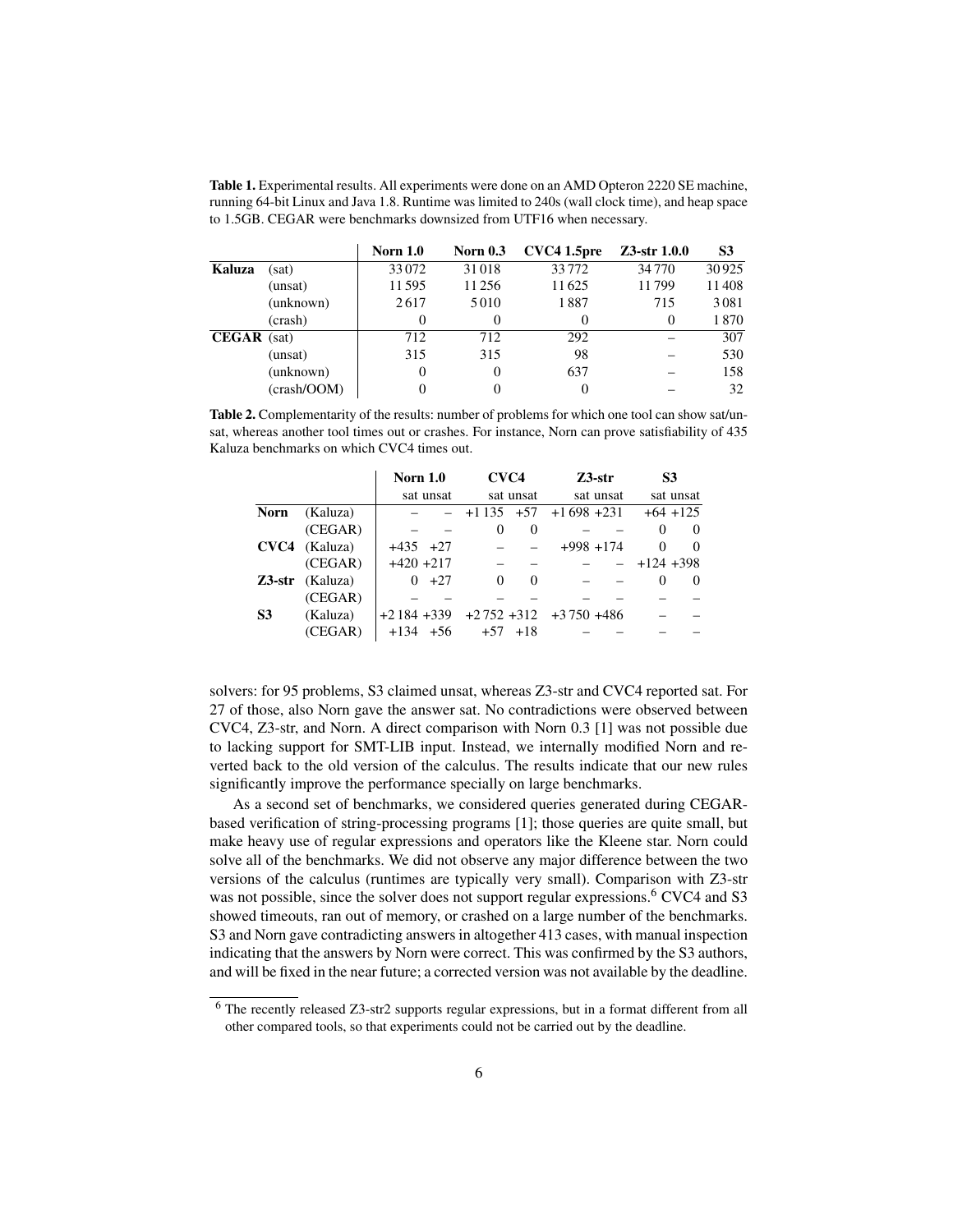**Table 1.** Experimental results. All experiments were done on an AMD Opteron 2220 SE machine, running 64-bit Linux and Java 1.8. Runtime was limited to 240s (wall clock time), and heap space to 1.5GB. CEGAR were benchmarks downsized from UTF16 when necessary.

| | | Norn 1.0 | Norn 0.3 | CVC4 1.5pre | Z3-str 1.0.0 | S3 |
|---|---|---|---|---|---|---|
| **Kaluza** | (sat) | 33 072 | 31 018 | 33 772 | 34 770 | 30 925 |
| | (unsat) | 11 595 | 11 256 | 11 625 | 11 799 | 11 408 |
| | (unknown) | 2 617 | 5 010 | 1 887 | 715 | 3 081 |
| | (crash) | 0 | 0 | 0 | 0 | 1 870 |
| **CEGAR** | (sat) | 712 | 712 | 292 | – | 307 |
| | (unsat) | 315 | 315 | 98 | – | 530 |
| | (unknown) | 0 | 0 | 637 | – | 158 |
| | (crash/OOM) | 0 | 0 | 0 | – | 32 |

**Table 2.** Complementarity of the results: number of problems for which one tool can show sat/unsat, whereas another tool times out or crashes. For instance, Norn can prove satisfiability of 435 Kaluza benchmarks on which CVC4 times out.

| | | Norn 1.0 | | CVC4 | | Z3-str | | S3 | |
|---|---|---|---|---|---|---|---|---|---|
| | | sat | unsat | sat | unsat | sat | unsat | sat | unsat |
| **Norn** | (Kaluza) | – | – | +1 135 | +57 | +1 698 | +231 | +64 | +125 |
| | (CEGAR) | – | – | 0 | 0 | – | – | 0 | 0 |
| **CVC4** | (Kaluza) | +435 | +27 | – | – | +998 | +174 | 0 | 0 |
| | (CEGAR) | +420 | +217 | – | – | – | – | +124 | +398 |
| **Z3-str** | (Kaluza) | 0 | +27 | 0 | 0 | – | – | 0 | 0 |
| | (CEGAR) | – | – | – | – | – | – | – | – |
| **S3** | (Kaluza) | +2 184 | +339 | +2 752 | +312 | +3 750 | +486 | – | – |
| | (CEGAR) | +134 | +56 | +57 | +18 | – | – | – | – |

solvers: for 95 problems, S3 claimed unsat, whereas Z3-str and CVC4 reported sat. For 27 of those, also Norn gave the answer sat. No contradictions were observed between CVC4, Z3-str, and Norn. A direct comparison with Norn 0.3 [1] was not possible due to lacking support for SMT-LIB input. Instead, we internally modified Norn and reverted back to the old version of the calculus. The results indicate that our new rules significantly improve the performance specially on large benchmarks.

As a second set of benchmarks, we considered queries generated during CEGAR-based verification of string-processing programs [1]; those queries are quite small, but make heavy use of regular expressions and operators like the Kleene star. Norn could solve all of the benchmarks. We did not observe any major difference between the two versions of the calculus (runtimes are typically very small). Comparison with Z3-str was not possible, since the solver does not support regular expressions.[6] CVC4 and S3 showed timeouts, ran out of memory, or crashed on a large number of the benchmarks. S3 and Norn gave contradicting answers in altogether 413 cases, with manual inspection indicating that the answers by Norn were correct. This was confirmed by the S3 authors, and will be fixed in the near future; a corrected version was not available by the deadline.

[6] The recently released Z3-str2 supports regular expressions, but in a format different from all other compared tools, so that experiments could not be carried out by the deadline.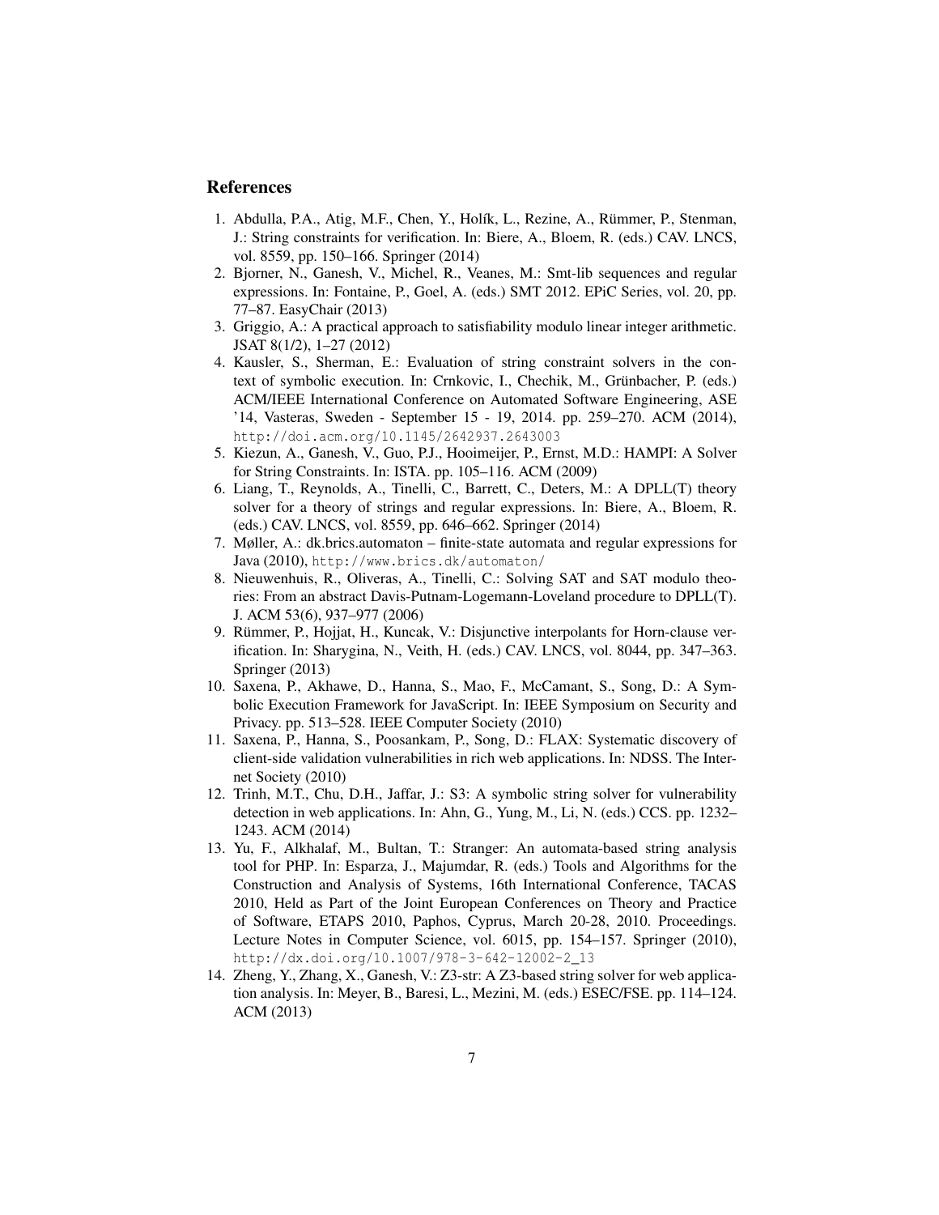## References

1. Abdulla, P.A., Atig, M.F., Chen, Y., Holík, L., Rezine, A., Rümmer, P., Stenman, J.: String constraints for verification. In: Biere, A., Bloem, R. (eds.) CAV. LNCS, vol. 8559, pp. 150–166. Springer (2014)
2. Bjorner, N., Ganesh, V., Michel, R., Veanes, M.: Smt-lib sequences and regular expressions. In: Fontaine, P., Goel, A. (eds.) SMT 2012. EPiC Series, vol. 20, pp. 77–87. EasyChair (2013)
3. Griggio, A.: A practical approach to satisfiability modulo linear integer arithmetic. JSAT 8(1/2), 1–27 (2012)
4. Kausler, S., Sherman, E.: Evaluation of string constraint solvers in the context of symbolic execution. In: Crnkovic, I., Chechik, M., Grünbacher, P. (eds.) ACM/IEEE International Conference on Automated Software Engineering, ASE '14, Vasteras, Sweden - September 15 - 19, 2014. pp. 259–270. ACM (2014), http://doi.acm.org/10.1145/2642937.2643003
5. Kiezun, A., Ganesh, V., Guo, P.J., Hooimeijer, P., Ernst, M.D.: HAMPI: A Solver for String Constraints. In: ISTA. pp. 105–116. ACM (2009)
6. Liang, T., Reynolds, A., Tinelli, C., Barrett, C., Deters, M.: A DPLL(T) theory solver for a theory of strings and regular expressions. In: Biere, A., Bloem, R. (eds.) CAV. LNCS, vol. 8559, pp. 646–662. Springer (2014)
7. Møller, A.: dk.brics.automaton – finite-state automata and regular expressions for Java (2010), http://www.brics.dk/automaton/
8. Nieuwenhuis, R., Oliveras, A., Tinelli, C.: Solving SAT and SAT modulo theories: From an abstract Davis-Putnam-Logemann-Loveland procedure to DPLL(T). J. ACM 53(6), 937–977 (2006)
9. Rümmer, P., Hojjat, H., Kuncak, V.: Disjunctive interpolants for Horn-clause verification. In: Sharygina, N., Veith, H. (eds.) CAV. LNCS, vol. 8044, pp. 347–363. Springer (2013)
10. Saxena, P., Akhawe, D., Hanna, S., Mao, F., McCamant, S., Song, D.: A Symbolic Execution Framework for JavaScript. In: IEEE Symposium on Security and Privacy. pp. 513–528. IEEE Computer Society (2010)
11. Saxena, P., Hanna, S., Poosankam, P., Song, D.: FLAX: Systematic discovery of client-side validation vulnerabilities in rich web applications. In: NDSS. The Internet Society (2010)
12. Trinh, M.T., Chu, D.H., Jaffar, J.: S3: A symbolic string solver for vulnerability detection in web applications. In: Ahn, G., Yung, M., Li, N. (eds.) CCS. pp. 1232–1243. ACM (2014)
13. Yu, F., Alkhalaf, M., Bultan, T.: Stranger: An automata-based string analysis tool for PHP. In: Esparza, J., Majumdar, R. (eds.) Tools and Algorithms for the Construction and Analysis of Systems, 16th International Conference, TACAS 2010, Held as Part of the Joint European Conferences on Theory and Practice of Software, ETAPS 2010, Paphos, Cyprus, March 20-28, 2010. Proceedings. Lecture Notes in Computer Science, vol. 6015, pp. 154–157. Springer (2010), http://dx.doi.org/10.1007/978-3-642-12002-2_13
14. Zheng, Y., Zhang, X., Ganesh, V.: Z3-str: A Z3-based string solver for web application analysis. In: Meyer, B., Baresi, L., Mezini, M. (eds.) ESEC/FSE. pp. 114–124. ACM (2013)